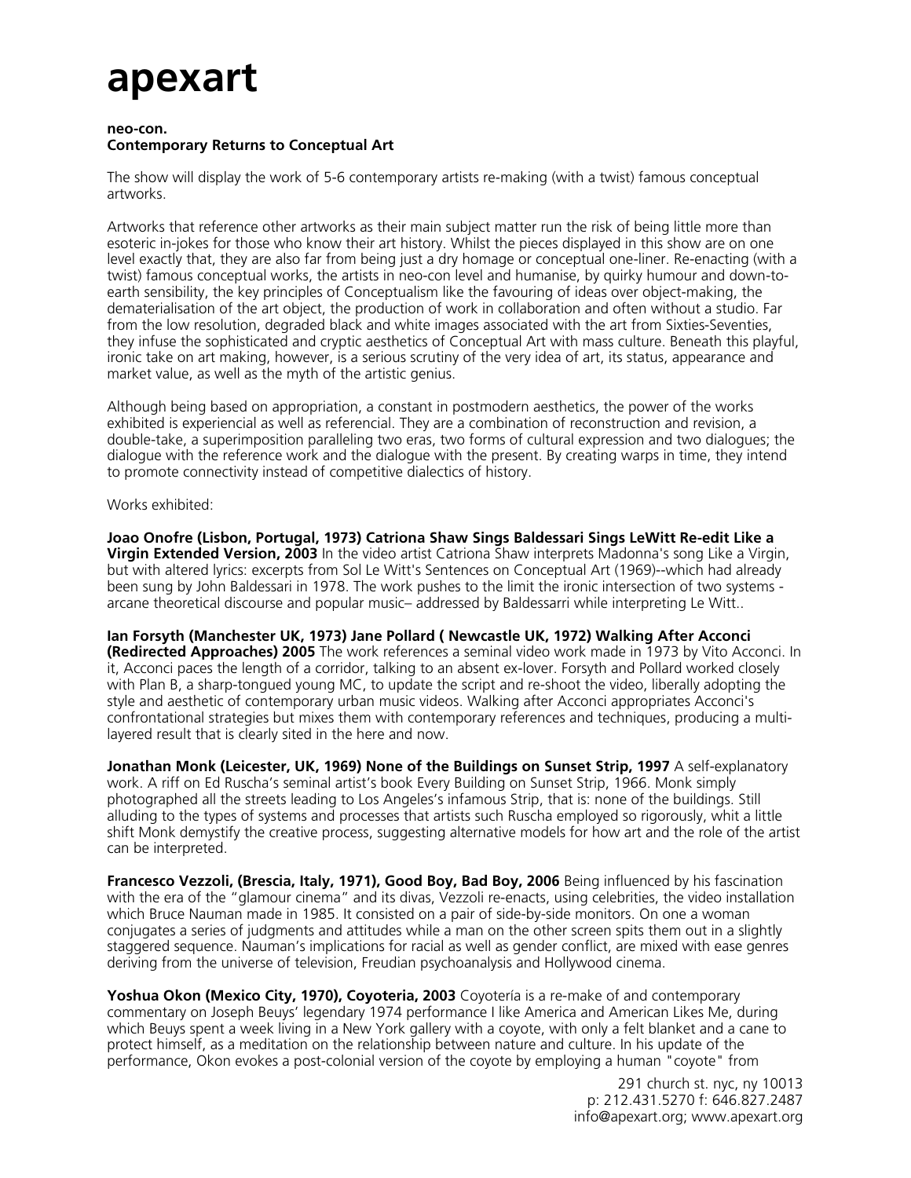# apexart

**neo-con.**
**Contemporary Returns to Conceptual Art**

The show will display the work of 5-6 contemporary artists re-making (with a twist) famous conceptual artworks.

Artworks that reference other artworks as their main subject matter run the risk of being little more than esoteric in-jokes for those who know their art history. Whilst the pieces displayed in this show are on one level exactly that, they are also far from being just a dry homage or conceptual one-liner. Re-enacting (with a twist) famous conceptual works, the artists in neo-con level and humanise, by quirky humour and down-to-earth sensibility, the key principles of Conceptualism like the favouring of ideas over object-making, the dematerialisation of the art object, the production of work in collaboration and often without a studio. Far from the low resolution, degraded black and white images associated with the art from Sixties-Seventies, they infuse the sophisticated and cryptic aesthetics of Conceptual Art with mass culture. Beneath this playful, ironic take on art making, however, is a serious scrutiny of the very idea of art, its status, appearance and market value, as well as the myth of the artistic genius.

Although being based on appropriation, a constant in postmodern aesthetics, the power of the works exhibited is experiencial as well as referencial. They are a combination of reconstruction and revision, a double-take, a superimposition paralleling two eras, two forms of cultural expression and two dialogues; the dialogue with the reference work and the dialogue with the present. By creating warps in time, they intend to promote connectivity instead of competitive dialectics of history.

Works exhibited:

**Joao Onofre (Lisbon, Portugal, 1973) Catriona Shaw Sings Baldessari Sings LeWitt Re-edit Like a Virgin Extended Version, 2003** In the video artist Catriona Shaw interprets Madonna's song Like a Virgin, but with altered lyrics: excerpts from Sol Le Witt's Sentences on Conceptual Art (1969)--which had already been sung by John Baldessari in 1978. The work pushes to the limit the ironic intersection of two systems - arcane theoretical discourse and popular music– addressed by Baldessarri while interpreting Le Witt..

**Ian Forsyth (Manchester UK, 1973) Jane Pollard ( Newcastle UK, 1972) Walking After Acconci (Redirected Approaches) 2005** The work references a seminal video work made in 1973 by Vito Acconci. In it, Acconci paces the length of a corridor, talking to an absent ex-lover. Forsyth and Pollard worked closely with Plan B, a sharp-tongued young MC, to update the script and re-shoot the video, liberally adopting the style and aesthetic of contemporary urban music videos. Walking after Acconci appropriates Acconci's confrontational strategies but mixes them with contemporary references and techniques, producing a multi-layered result that is clearly sited in the here and now.

**Jonathan Monk (Leicester, UK, 1969) None of the Buildings on Sunset Strip, 1997** A self-explanatory work. A riff on Ed Ruscha's seminal artist's book Every Building on Sunset Strip, 1966. Monk simply photographed all the streets leading to Los Angeles's infamous Strip, that is: none of the buildings. Still alluding to the types of systems and processes that artists such Ruscha employed so rigorously, whit a little shift Monk demystify the creative process, suggesting alternative models for how art and the role of the artist can be interpreted.

**Francesco Vezzoli, (Brescia, Italy, 1971), Good Boy, Bad Boy, 2006** Being influenced by his fascination with the era of the "glamour cinema" and its divas, Vezzoli re-enacts, using celebrities, the video installation which Bruce Nauman made in 1985. It consisted on a pair of side-by-side monitors. On one a woman conjugates a series of judgments and attitudes while a man on the other screen spits them out in a slightly staggered sequence. Nauman's implications for racial as well as gender conflict, are mixed with ease genres deriving from the universe of television, Freudian psychoanalysis and Hollywood cinema.

**Yoshua Okon (Mexico City, 1970), Coyoteria, 2003** Coyotería is a re-make of and contemporary commentary on Joseph Beuys' legendary 1974 performance I like America and American Likes Me, during which Beuys spent a week living in a New York gallery with a coyote, with only a felt blanket and a cane to protect himself, as a meditation on the relationship between nature and culture. In his update of the performance, Okon evokes a post-colonial version of the coyote by employing a human "coyote" from

291 church st. nyc, ny 10013
p: 212.431.5270 f: 646.827.2487
info@apexart.org; www.apexart.org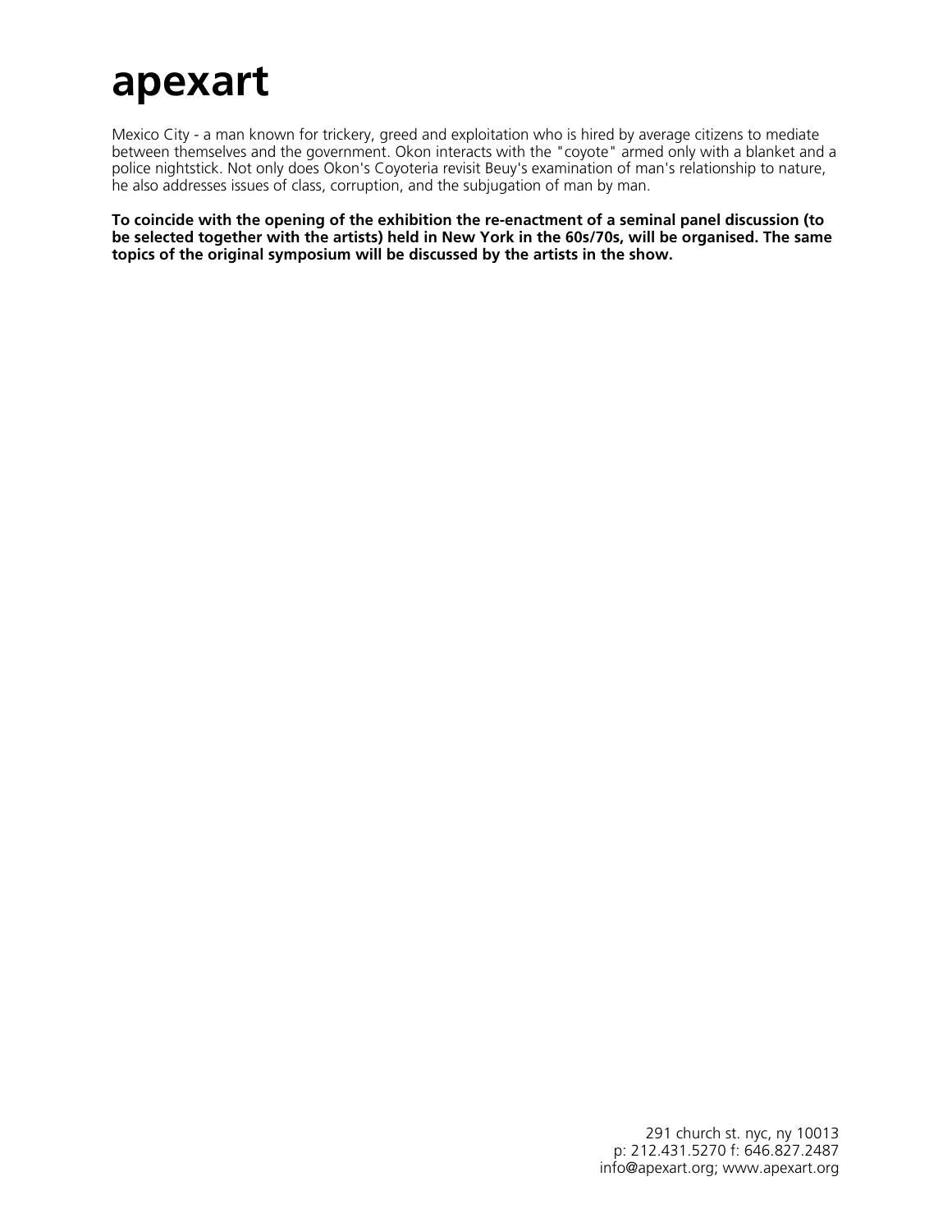# apexart

Mexico City - a man known for trickery, greed and exploitation who is hired by average citizens to mediate between themselves and the government. Okon interacts with the "coyote" armed only with a blanket and a police nightstick. Not only does Okon's Coyoteria revisit Beuy's examination of man's relationship to nature, he also addresses issues of class, corruption, and the subjugation of man by man.

**To coincide with the opening of the exhibition the re-enactment of a seminal panel discussion (to be selected together with the artists) held in New York in the 60s/70s, will be organised. The same topics of the original symposium will be discussed by the artists in the show.**

291 church st. nyc, ny 10013
p: 212.431.5270 f: 646.827.2487
info@apexart.org; www.apexart.org